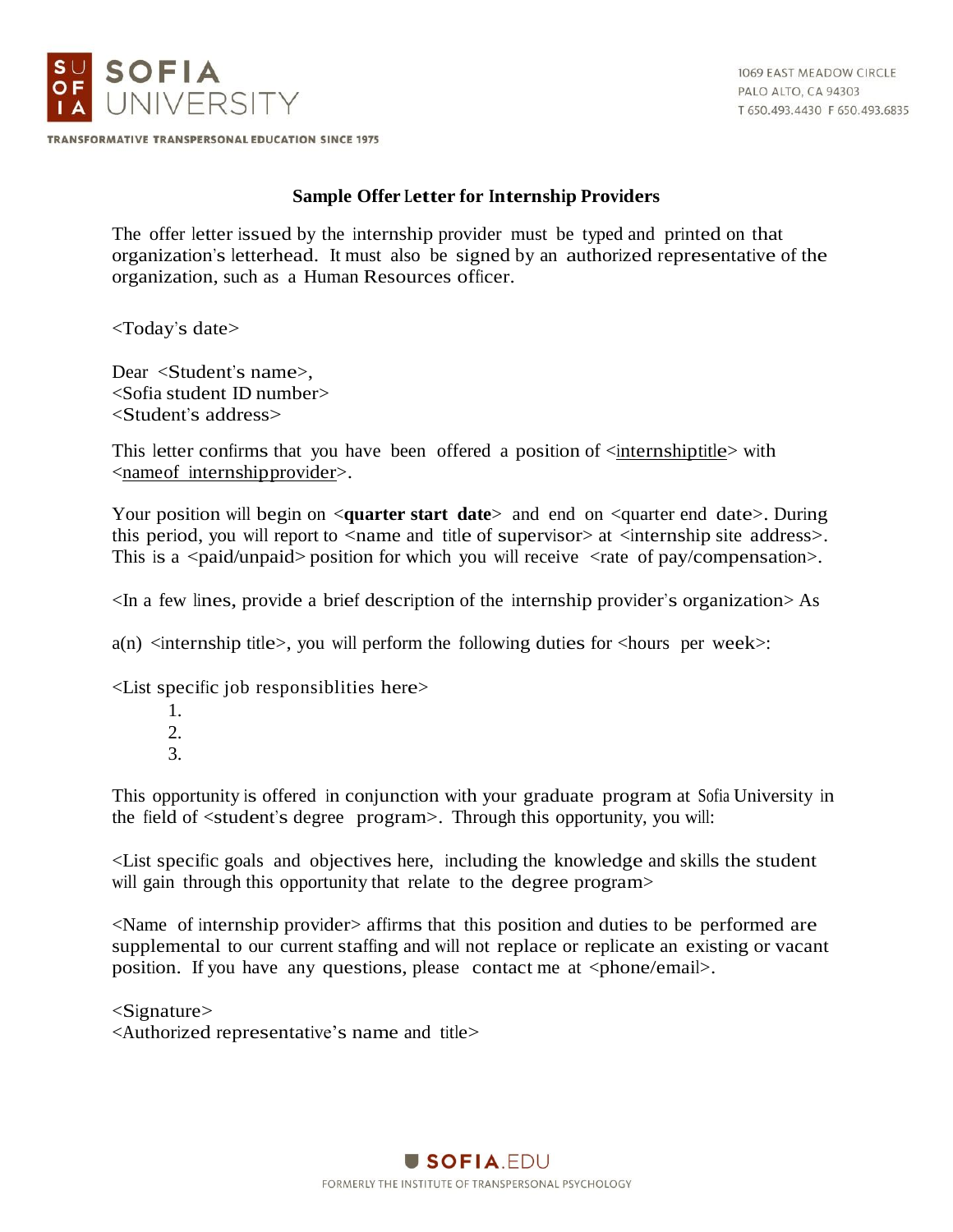SOFIA UNIVERSITY

TRANSFORMATIVE TRANSPERSONAL EDUCATION SINCE 1975

1069 EAST MEADOW CIRCLE
PALO ALTO, CA 94303
T 650.493.4430 F 650.493.6835

## Sample Offer Letter for Internship Providers

The offer letter issued by the internship provider must be typed and printed on that organization's letterhead. It must also be signed by an authorized representative of the organization, such as a Human Resources officer.

<Today's date>

Dear <Student's name>,
<Sofia student ID number>
<Student's address>

This letter confirms that you have been offered a position of <internshiptitle> with <nameof internshipprovider>.

Your position will begin on <**quarter start date**> and end on <quarter end date>. During this period, you will report to <name and title of supervisor> at <internship site address>. This is a <paid/unpaid> position for which you will receive <rate of pay/compensation>.

<In a few lines, provide a brief description of the internship provider's organization> As

a(n) <internship title>, you will perform the following duties for <hours per week>:

<List specific job responsiblities here>

1.
2.
3.

This opportunity is offered in conjunction with your graduate program at Sofia University in the field of <student's degree program>. Through this opportunity, you will:

<List specific goals and objectives here, including the knowledge and skills the student will gain through this opportunity that relate to the degree program>

<Name of internship provider> affirms that this position and duties to be performed are supplemental to our current staffing and will not replace or replicate an existing or vacant position. If you have any questions, please contact me at <phone/email>.

<Signature>
<Authorized representative's name and title>

SOFIA.EDU
FORMERLY THE INSTITUTE OF TRANSPERSONAL PSYCHOLOGY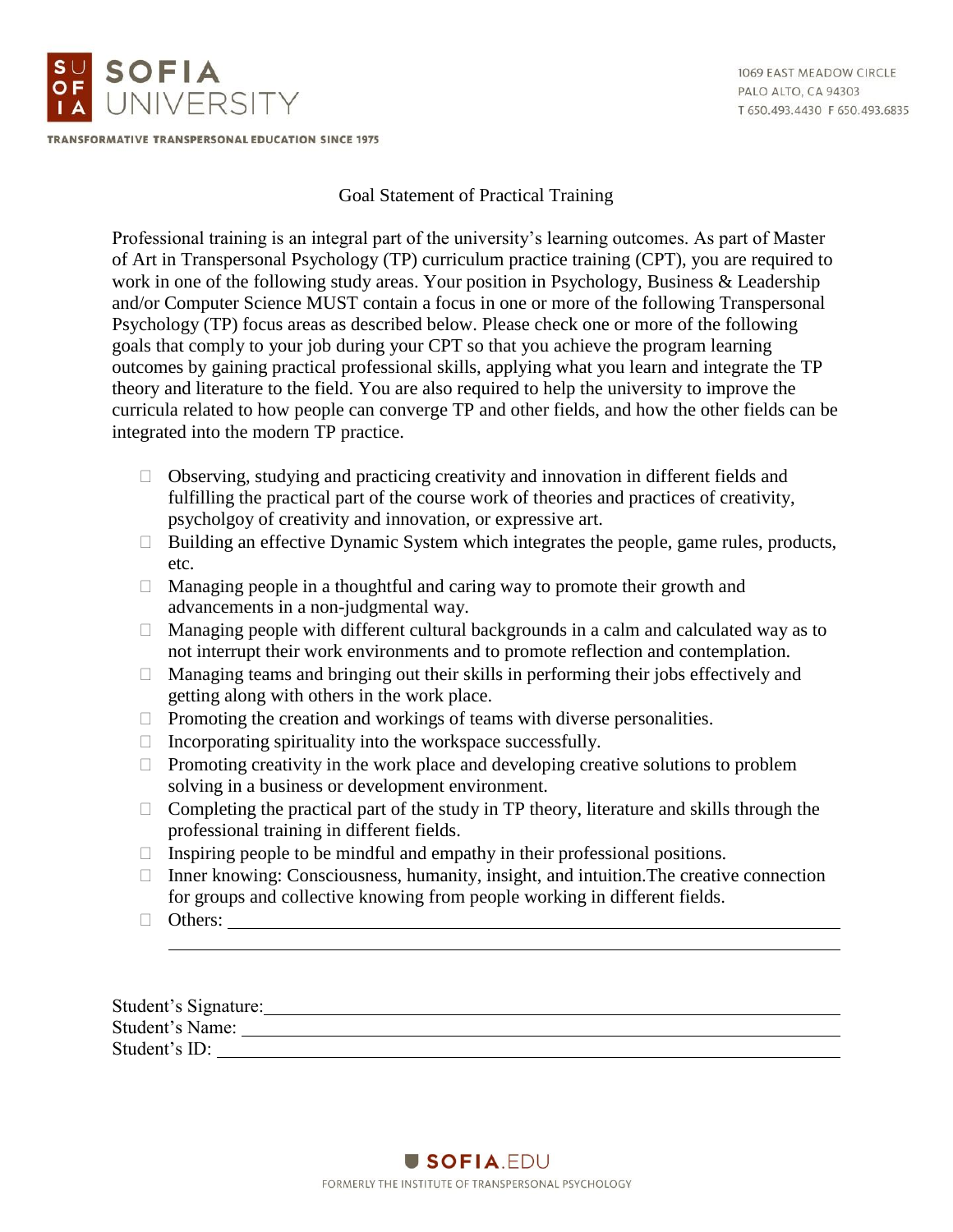SOFIA UNIVERSITY

TRANSFORMATIVE TRANSPERSONAL EDUCATION SINCE 1975

1069 EAST MEADOW CIRCLE
PALO ALTO, CA 94303
T 650.493.4430 F 650.493.6835

## Goal Statement of Practical Training

Professional training is an integral part of the university's learning outcomes. As part of Master of Art in Transpersonal Psychology (TP) curriculum practice training (CPT), you are required to work in one of the following study areas. Your position in Psychology, Business & Leadership and/or Computer Science MUST contain a focus in one or more of the following Transpersonal Psychology (TP) focus areas as described below. Please check one or more of the following goals that comply to your job during your CPT so that you achieve the program learning outcomes by gaining practical professional skills, applying what you learn and integrate the TP theory and literature to the field. You are also required to help the university to improve the curricula related to how people can converge TP and other fields, and how the other fields can be integrated into the modern TP practice.

- ☐ Observing, studying and practicing creativity and innovation in different fields and fulfilling the practical part of the course work of theories and practices of creativity, psycholgoy of creativity and innovation, or expressive art.
- ☐ Building an effective Dynamic System which integrates the people, game rules, products, etc.
- ☐ Managing people in a thoughtful and caring way to promote their growth and advancements in a non-judgmental way.
- ☐ Managing people with different cultural backgrounds in a calm and calculated way as to not interrupt their work environments and to promote reflection and contemplation.
- ☐ Managing teams and bringing out their skills in performing their jobs effectively and getting along with others in the work place.
- ☐ Promoting the creation and workings of teams with diverse personalities.
- ☐ Incorporating spirituality into the workspace successfully.
- ☐ Promoting creativity in the work place and developing creative solutions to problem solving in a business or development environment.
- ☐ Completing the practical part of the study in TP theory, literature and skills through the professional training in different fields.
- ☐ Inspiring people to be mindful and empathy in their professional positions.
- ☐ Inner knowing: Consciousness, humanity, insight, and intuition.The creative connection for groups and collective knowing from people working in different fields.
- ☐ Others: ______________________________________________
  ______________________________________________

Student's Signature: ______________________________________________
Student's Name: ______________________________________________
Student's ID: ______________________________________________

SOFIA.EDU
FORMERLY THE INSTITUTE OF TRANSPERSONAL PSYCHOLOGY